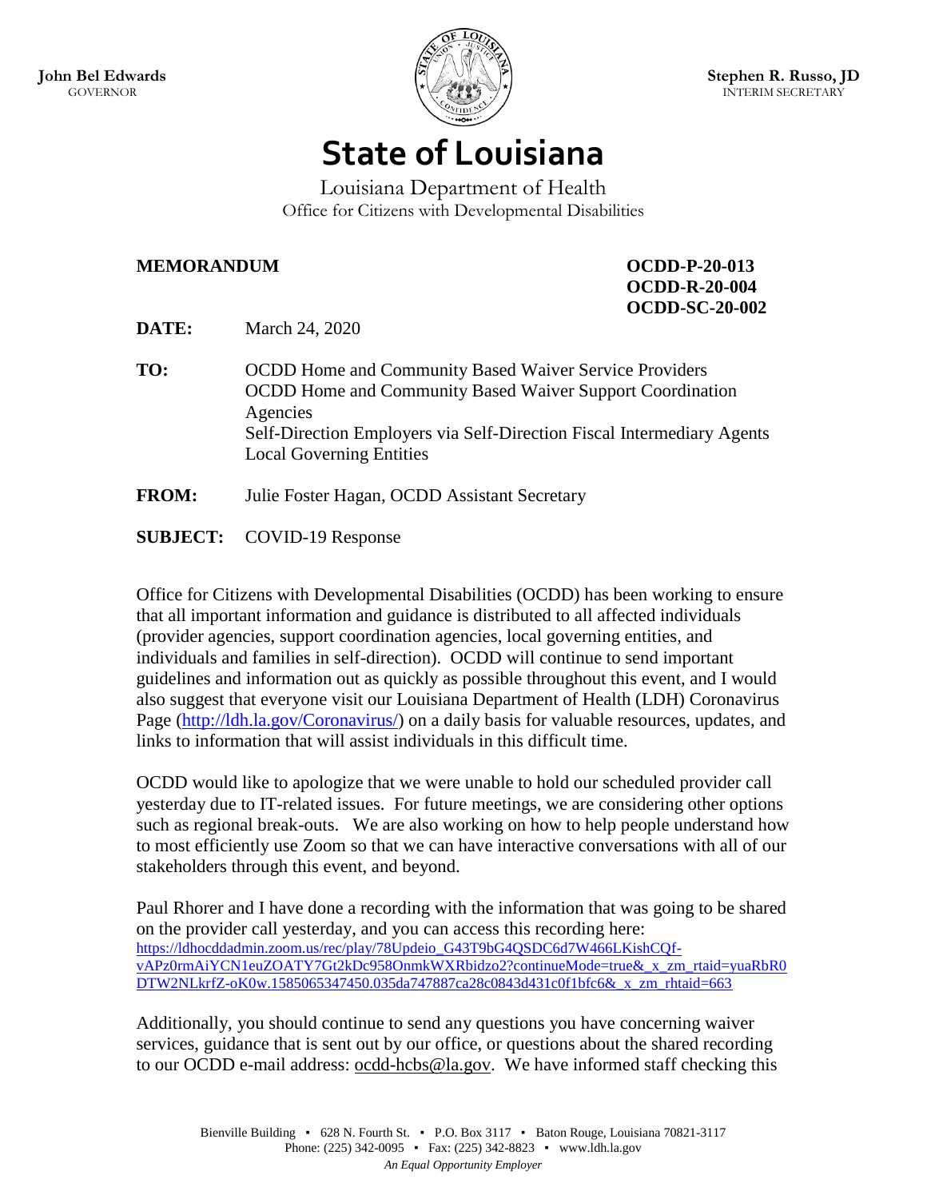**John Bel Edwards**
GOVERNOR

**Stephen R. Russo, JD**
INTERIM SECRETARY

# State of Louisiana

Louisiana Department of Health
Office for Citizens with Developmental Disabilities

**MEMORANDUM**

**OCDD-P-20-013**
**OCDD-R-20-004**
**OCDD-SC-20-002**

**DATE:** March 24, 2020

**TO:** OCDD Home and Community Based Waiver Service Providers
OCDD Home and Community Based Waiver Support Coordination Agencies
Self-Direction Employers via Self-Direction Fiscal Intermediary Agents
Local Governing Entities

**FROM:** Julie Foster Hagan, OCDD Assistant Secretary

**SUBJECT:** COVID-19 Response

Office for Citizens with Developmental Disabilities (OCDD) has been working to ensure that all important information and guidance is distributed to all affected individuals (provider agencies, support coordination agencies, local governing entities, and individuals and families in self-direction). OCDD will continue to send important guidelines and information out as quickly as possible throughout this event, and I would also suggest that everyone visit our Louisiana Department of Health (LDH) Coronavirus Page (http://ldh.la.gov/Coronavirus/) on a daily basis for valuable resources, updates, and links to information that will assist individuals in this difficult time.

OCDD would like to apologize that we were unable to hold our scheduled provider call yesterday due to IT-related issues. For future meetings, we are considering other options such as regional break-outs. We are also working on how to help people understand how to most efficiently use Zoom so that we can have interactive conversations with all of our stakeholders through this event, and beyond.

Paul Rhorer and I have done a recording with the information that was going to be shared on the provider call yesterday, and you can access this recording here: https://ldhocddadmin.zoom.us/rec/play/78Updeio_G43T9bG4QSDC6d7W466LKishCQf-vAPz0rmAiYCN1euZOATY7Gt2kDc958OnmkWXRbidzo2?continueMode=true&_x_zm_rtaid=yuaRbR0DTW2NLkrfZ-oK0w.1585065347450.035da747887ca28c0843d431c0f1bfc6&_x_zm_rhtaid=663

Additionally, you should continue to send any questions you have concerning waiver services, guidance that is sent out by our office, or questions about the shared recording to our OCDD e-mail address: ocdd-hcbs@la.gov. We have informed staff checking this

Bienville Building ▪ 628 N. Fourth St. ▪ P.O. Box 3117 ▪ Baton Rouge, Louisiana 70821-3117
Phone: (225) 342-0095 ▪ Fax: (225) 342-8823 ▪ www.ldh.la.gov
*An Equal Opportunity Employer*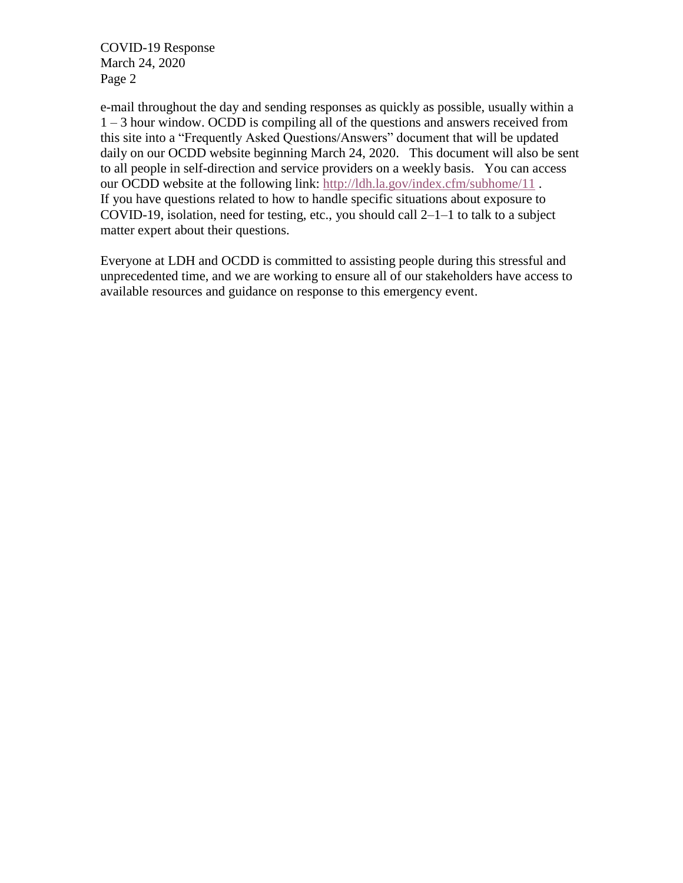e-mail throughout the day and sending responses as quickly as possible, usually within a 1 – 3 hour window. OCDD is compiling all of the questions and answers received from this site into a “Frequently Asked Questions/Answers” document that will be updated daily on our OCDD website beginning March 24, 2020. This document will also be sent to all people in self-direction and service providers on a weekly basis. You can access our OCDD website at the following link: http://ldh.la.gov/index.cfm/subhome/11 .
If you have questions related to how to handle specific situations about exposure to COVID-19, isolation, need for testing, etc., you should call 2–1–1 to talk to a subject matter expert about their questions.

Everyone at LDH and OCDD is committed to assisting people during this stressful and unprecedented time, and we are working to ensure all of our stakeholders have access to available resources and guidance on response to this emergency event.